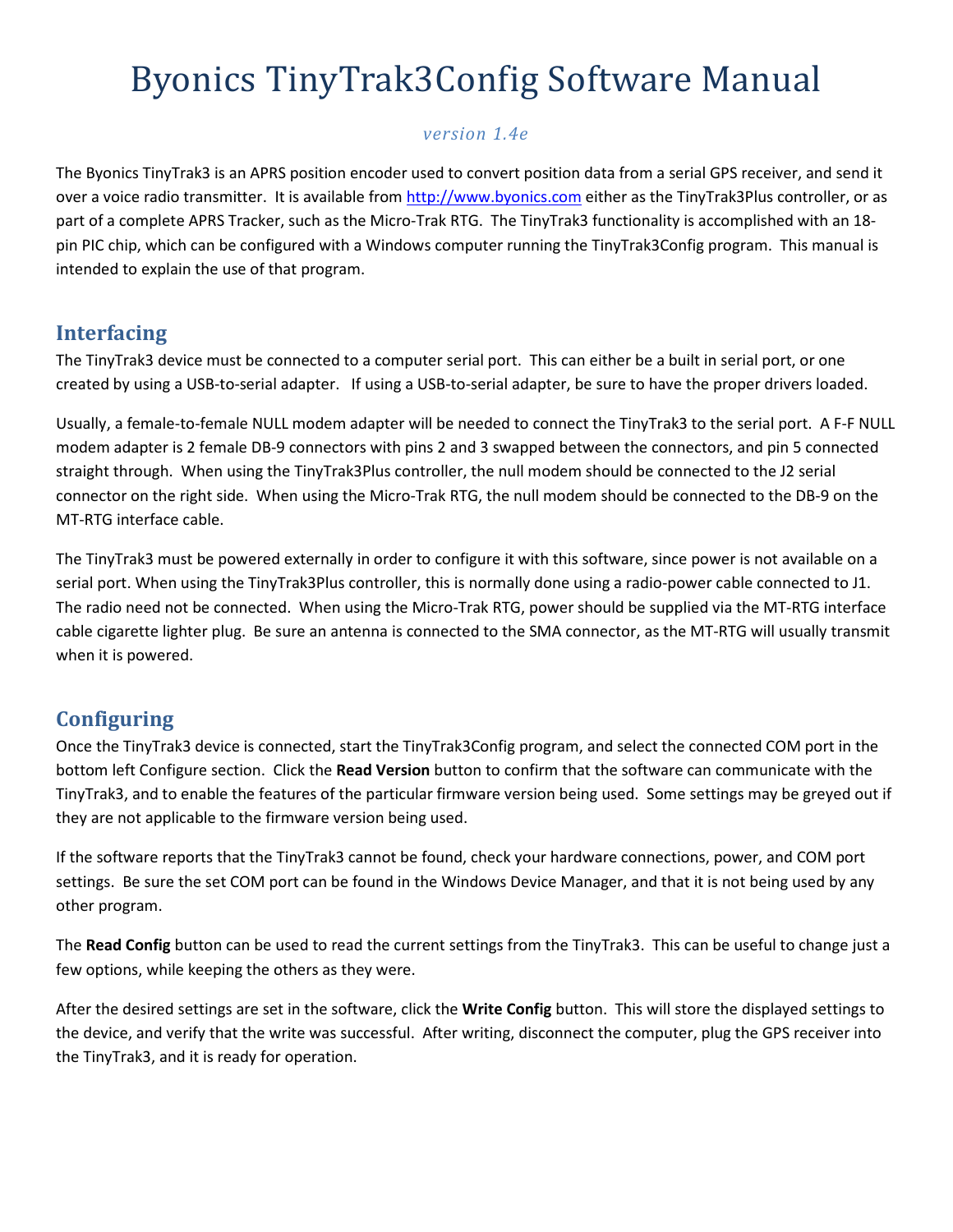# Byonics TinyTrak3Config Software Manual

*version 1.4e*

The Byonics TinyTrak3 is an APRS position encoder used to convert position data from a serial GPS receiver, and send it over a voice radio transmitter. It is available from [http://www.byonics.com](http://www.byonics.com) either as the TinyTrak3Plus controller, or as part of a complete APRS Tracker, such as the Micro-Trak RTG. The TinyTrak3 functionality is accomplished with an 18-pin PIC chip, which can be configured with a Windows computer running the TinyTrak3Config program. This manual is intended to explain the use of that program.

## Interfacing

The TinyTrak3 device must be connected to a computer serial port. This can either be a built in serial port, or one created by using a USB-to-serial adapter. If using a USB-to-serial adapter, be sure to have the proper drivers loaded.

Usually, a female-to-female NULL modem adapter will be needed to connect the TinyTrak3 to the serial port. A F-F NULL modem adapter is 2 female DB-9 connectors with pins 2 and 3 swapped between the connectors, and pin 5 connected straight through. When using the TinyTrak3Plus controller, the null modem should be connected to the J2 serial connector on the right side. When using the Micro-Trak RTG, the null modem should be connected to the DB-9 on the MT-RTG interface cable.

The TinyTrak3 must be powered externally in order to configure it with this software, since power is not available on a serial port. When using the TinyTrak3Plus controller, this is normally done using a radio-power cable connected to J1. The radio need not be connected. When using the Micro-Trak RTG, power should be supplied via the MT-RTG interface cable cigarette lighter plug. Be sure an antenna is connected to the SMA connector, as the MT-RTG will usually transmit when it is powered.

## Configuring

Once the TinyTrak3 device is connected, start the TinyTrak3Config program, and select the connected COM port in the bottom left Configure section. Click the **Read Version** button to confirm that the software can communicate with the TinyTrak3, and to enable the features of the particular firmware version being used. Some settings may be greyed out if they are not applicable to the firmware version being used.

If the software reports that the TinyTrak3 cannot be found, check your hardware connections, power, and COM port settings. Be sure the set COM port can be found in the Windows Device Manager, and that it is not being used by any other program.

The **Read Config** button can be used to read the current settings from the TinyTrak3. This can be useful to change just a few options, while keeping the others as they were.

After the desired settings are set in the software, click the **Write Config** button. This will store the displayed settings to the device, and verify that the write was successful. After writing, disconnect the computer, plug the GPS receiver into the TinyTrak3, and it is ready for operation.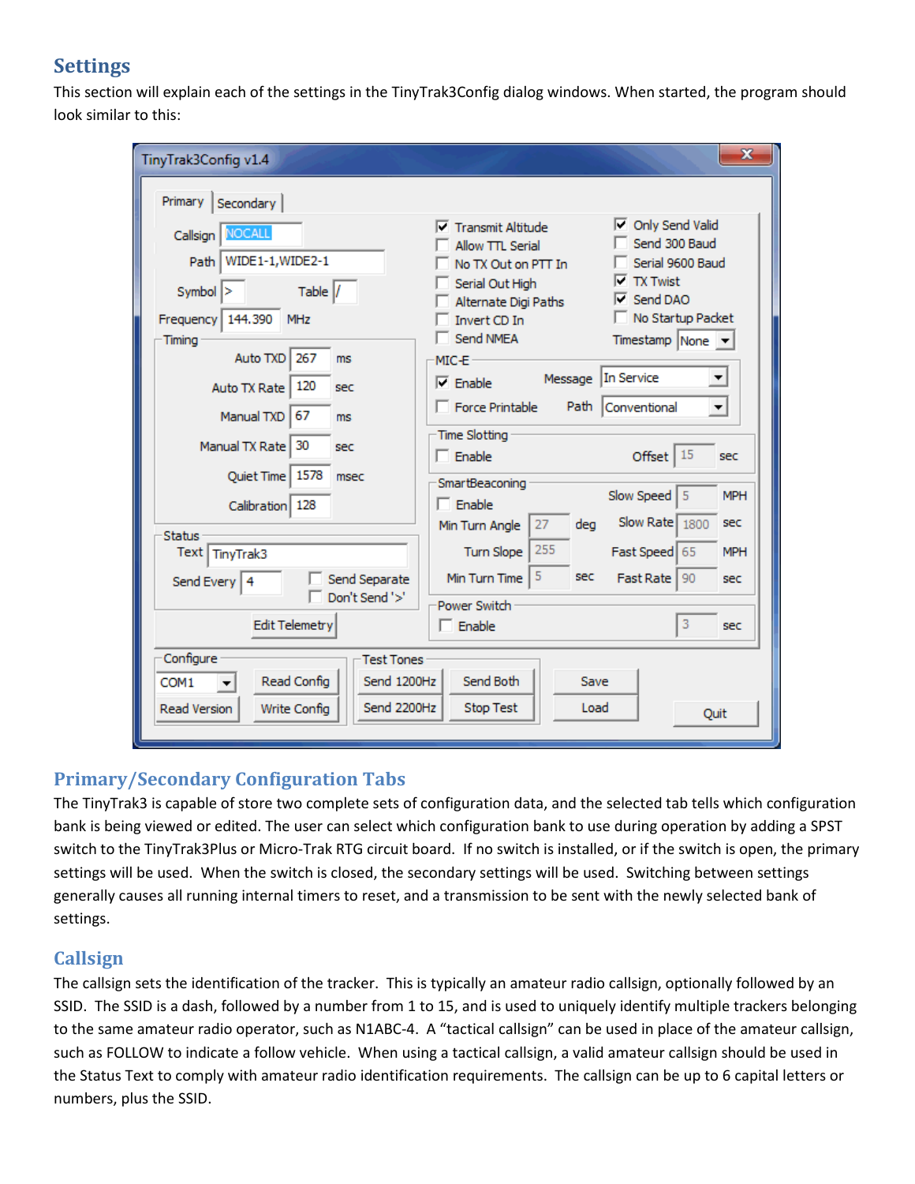## Settings

This section will explain each of the settings in the TinyTrak3Config dialog windows. When started, the program should look similar to this:

### Primary/Secondary Configuration Tabs

The TinyTrak3 is capable of store two complete sets of configuration data, and the selected tab tells which configuration bank is being viewed or edited. The user can select which configuration bank to use during operation by adding a SPST switch to the TinyTrak3Plus or Micro-Trak RTG circuit board. If no switch is installed, or if the switch is open, the primary settings will be used. When the switch is closed, the secondary settings will be used. Switching between settings generally causes all running internal timers to reset, and a transmission to be sent with the newly selected bank of settings.

### Callsign

The callsign sets the identification of the tracker. This is typically an amateur radio callsign, optionally followed by an SSID. The SSID is a dash, followed by a number from 1 to 15, and is used to uniquely identify multiple trackers belonging to the same amateur radio operator, such as N1ABC-4. A "tactical callsign" can be used in place of the amateur callsign, such as FOLLOW to indicate a follow vehicle. When using a tactical callsign, a valid amateur callsign should be used in the Status Text to comply with amateur radio identification requirements. The callsign can be up to 6 capital letters or numbers, plus the SSID.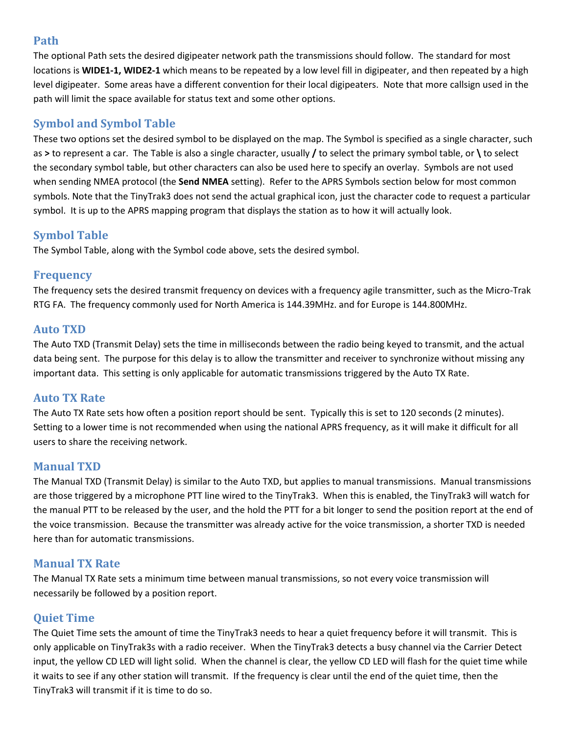## Path

The optional Path sets the desired digipeater network path the transmissions should follow. The standard for most locations is **WIDE1-1, WIDE2-1** which means to be repeated by a low level fill in digipeater, and then repeated by a high level digipeater. Some areas have a different convention for their local digipeaters. Note that more callsign used in the path will limit the space available for status text and some other options.

## Symbol and Symbol Table

These two options set the desired symbol to be displayed on the map. The Symbol is specified as a single character, such as **>** to represent a car. The Table is also a single character, usually **/** to select the primary symbol table, or **\** to select the secondary symbol table, but other characters can also be used here to specify an overlay. Symbols are not used when sending NMEA protocol (the **Send NMEA** setting). Refer to the APRS Symbols section below for most common symbols. Note that the TinyTrak3 does not send the actual graphical icon, just the character code to request a particular symbol. It is up to the APRS mapping program that displays the station as to how it will actually look.

## Symbol Table

The Symbol Table, along with the Symbol code above, sets the desired symbol.

## Frequency

The frequency sets the desired transmit frequency on devices with a frequency agile transmitter, such as the Micro-Trak RTG FA. The frequency commonly used for North America is 144.39MHz. and for Europe is 144.800MHz.

## Auto TXD

The Auto TXD (Transmit Delay) sets the time in milliseconds between the radio being keyed to transmit, and the actual data being sent. The purpose for this delay is to allow the transmitter and receiver to synchronize without missing any important data. This setting is only applicable for automatic transmissions triggered by the Auto TX Rate.

## Auto TX Rate

The Auto TX Rate sets how often a position report should be sent. Typically this is set to 120 seconds (2 minutes). Setting to a lower time is not recommended when using the national APRS frequency, as it will make it difficult for all users to share the receiving network.

## Manual TXD

The Manual TXD (Transmit Delay) is similar to the Auto TXD, but applies to manual transmissions. Manual transmissions are those triggered by a microphone PTT line wired to the TinyTrak3. When this is enabled, the TinyTrak3 will watch for the manual PTT to be released by the user, and the hold the PTT for a bit longer to send the position report at the end of the voice transmission. Because the transmitter was already active for the voice transmission, a shorter TXD is needed here than for automatic transmissions.

## Manual TX Rate

The Manual TX Rate sets a minimum time between manual transmissions, so not every voice transmission will necessarily be followed by a position report.

## Quiet Time

The Quiet Time sets the amount of time the TinyTrak3 needs to hear a quiet frequency before it will transmit. This is only applicable on TinyTrak3s with a radio receiver. When the TinyTrak3 detects a busy channel via the Carrier Detect input, the yellow CD LED will light solid. When the channel is clear, the yellow CD LED will flash for the quiet time while it waits to see if any other station will transmit. If the frequency is clear until the end of the quiet time, then the TinyTrak3 will transmit if it is time to do so.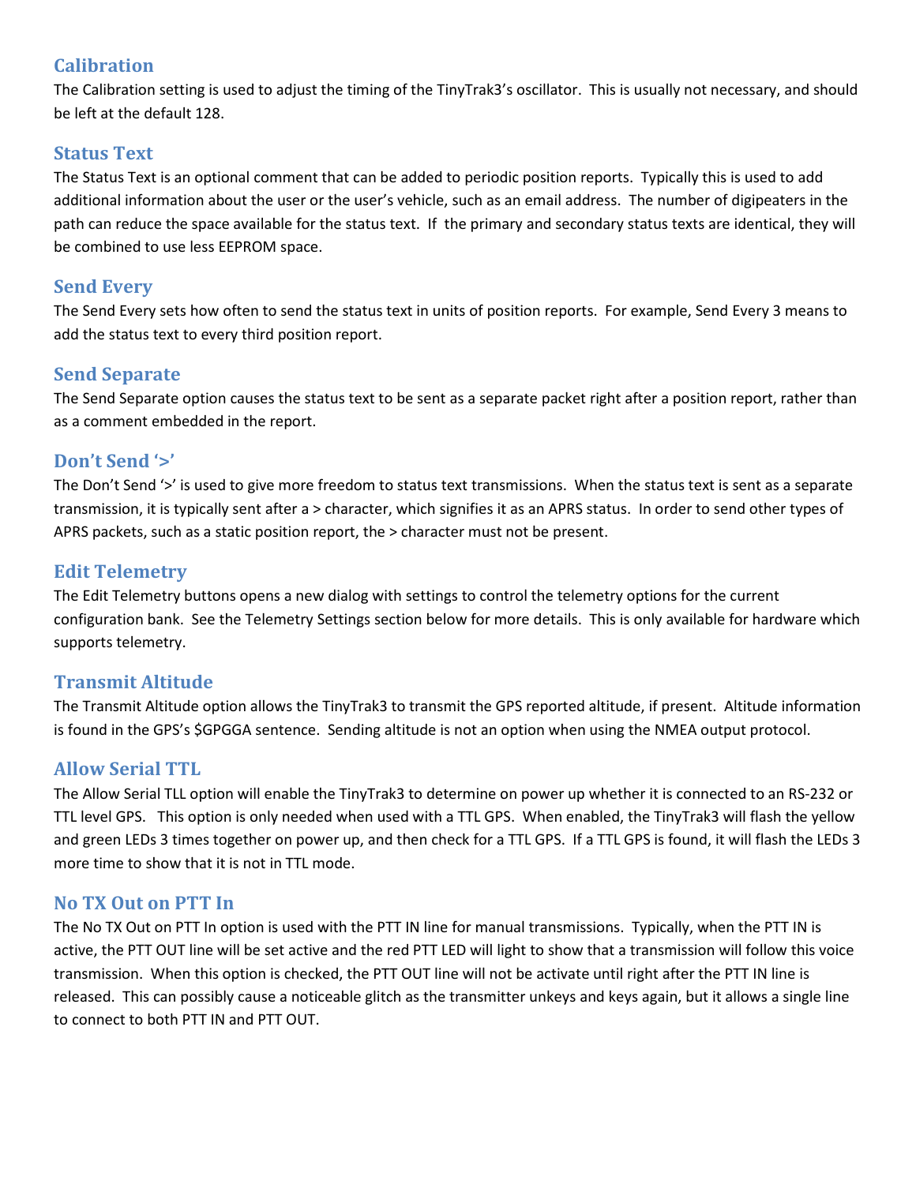## Calibration

The Calibration setting is used to adjust the timing of the TinyTrak3's oscillator. This is usually not necessary, and should be left at the default 128.

## Status Text

The Status Text is an optional comment that can be added to periodic position reports. Typically this is used to add additional information about the user or the user's vehicle, such as an email address. The number of digipeaters in the path can reduce the space available for the status text. If the primary and secondary status texts are identical, they will be combined to use less EEPROM space.

## Send Every

The Send Every sets how often to send the status text in units of position reports. For example, Send Every 3 means to add the status text to every third position report.

## Send Separate

The Send Separate option causes the status text to be sent as a separate packet right after a position report, rather than as a comment embedded in the report.

## Don't Send '>'

The Don't Send '>' is used to give more freedom to status text transmissions. When the status text is sent as a separate transmission, it is typically sent after a > character, which signifies it as an APRS status. In order to send other types of APRS packets, such as a static position report, the > character must not be present.

## Edit Telemetry

The Edit Telemetry buttons opens a new dialog with settings to control the telemetry options for the current configuration bank. See the Telemetry Settings section below for more details. This is only available for hardware which supports telemetry.

## Transmit Altitude

The Transmit Altitude option allows the TinyTrak3 to transmit the GPS reported altitude, if present. Altitude information is found in the GPS's $GPGGA sentence. Sending altitude is not an option when using the NMEA output protocol.

## Allow Serial TTL

The Allow Serial TLL option will enable the TinyTrak3 to determine on power up whether it is connected to an RS-232 or TTL level GPS. This option is only needed when used with a TTL GPS. When enabled, the TinyTrak3 will flash the yellow and green LEDs 3 times together on power up, and then check for a TTL GPS. If a TTL GPS is found, it will flash the LEDs 3 more time to show that it is not in TTL mode.

## No TX Out on PTT In

The No TX Out on PTT In option is used with the PTT IN line for manual transmissions. Typically, when the PTT IN is active, the PTT OUT line will be set active and the red PTT LED will light to show that a transmission will follow this voice transmission. When this option is checked, the PTT OUT line will not be activate until right after the PTT IN line is released. This can possibly cause a noticeable glitch as the transmitter unkeys and keys again, but it allows a single line to connect to both PTT IN and PTT OUT.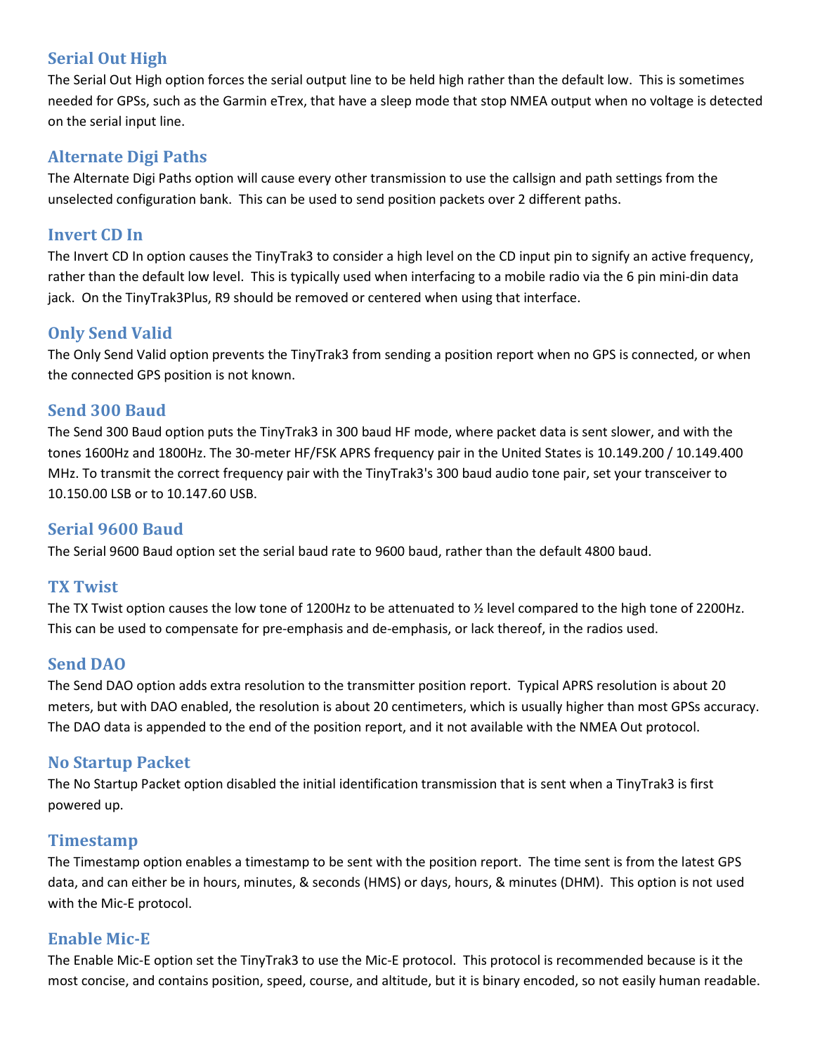## Serial Out High

The Serial Out High option forces the serial output line to be held high rather than the default low. This is sometimes needed for GPSs, such as the Garmin eTrex, that have a sleep mode that stop NMEA output when no voltage is detected on the serial input line.

## Alternate Digi Paths

The Alternate Digi Paths option will cause every other transmission to use the callsign and path settings from the unselected configuration bank. This can be used to send position packets over 2 different paths.

## Invert CD In

The Invert CD In option causes the TinyTrak3 to consider a high level on the CD input pin to signify an active frequency, rather than the default low level. This is typically used when interfacing to a mobile radio via the 6 pin mini-din data jack. On the TinyTrak3Plus, R9 should be removed or centered when using that interface.

## Only Send Valid

The Only Send Valid option prevents the TinyTrak3 from sending a position report when no GPS is connected, or when the connected GPS position is not known.

## Send 300 Baud

The Send 300 Baud option puts the TinyTrak3 in 300 baud HF mode, where packet data is sent slower, and with the tones 1600Hz and 1800Hz. The 30-meter HF/FSK APRS frequency pair in the United States is 10.149.200 / 10.149.400 MHz. To transmit the correct frequency pair with the TinyTrak3's 300 baud audio tone pair, set your transceiver to 10.150.00 LSB or to 10.147.60 USB.

## Serial 9600 Baud

The Serial 9600 Baud option set the serial baud rate to 9600 baud, rather than the default 4800 baud.

## TX Twist

The TX Twist option causes the low tone of 1200Hz to be attenuated to ½ level compared to the high tone of 2200Hz. This can be used to compensate for pre-emphasis and de-emphasis, or lack thereof, in the radios used.

## Send DAO

The Send DAO option adds extra resolution to the transmitter position report. Typical APRS resolution is about 20 meters, but with DAO enabled, the resolution is about 20 centimeters, which is usually higher than most GPSs accuracy. The DAO data is appended to the end of the position report, and it not available with the NMEA Out protocol.

## No Startup Packet

The No Startup Packet option disabled the initial identification transmission that is sent when a TinyTrak3 is first powered up.

## Timestamp

The Timestamp option enables a timestamp to be sent with the position report. The time sent is from the latest GPS data, and can either be in hours, minutes, & seconds (HMS) or days, hours, & minutes (DHM). This option is not used with the Mic-E protocol.

## Enable Mic-E

The Enable Mic-E option set the TinyTrak3 to use the Mic-E protocol. This protocol is recommended because is it the most concise, and contains position, speed, course, and altitude, but it is binary encoded, so not easily human readable.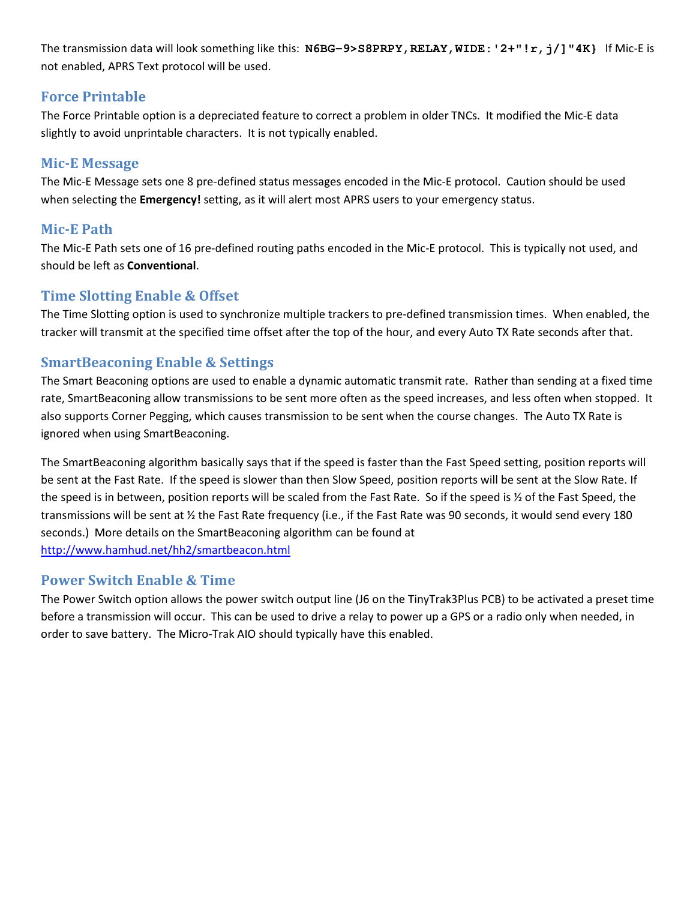The transmission data will look something like this: **`N6BG-9>S8PRPY,RELAY,WIDE:'2+"!r,j/]"4K}`** If Mic-E is not enabled, APRS Text protocol will be used.

## Force Printable

The Force Printable option is a depreciated feature to correct a problem in older TNCs. It modified the Mic-E data slightly to avoid unprintable characters. It is not typically enabled.

## Mic-E Message

The Mic-E Message sets one 8 pre-defined status messages encoded in the Mic-E protocol. Caution should be used when selecting the **Emergency!** setting, as it will alert most APRS users to your emergency status.

## Mic-E Path

The Mic-E Path sets one of 16 pre-defined routing paths encoded in the Mic-E protocol. This is typically not used, and should be left as **Conventional**.

## Time Slotting Enable & Offset

The Time Slotting option is used to synchronize multiple trackers to pre-defined transmission times. When enabled, the tracker will transmit at the specified time offset after the top of the hour, and every Auto TX Rate seconds after that.

## SmartBeaconing Enable & Settings

The Smart Beaconing options are used to enable a dynamic automatic transmit rate. Rather than sending at a fixed time rate, SmartBeaconing allow transmissions to be sent more often as the speed increases, and less often when stopped. It also supports Corner Pegging, which causes transmission to be sent when the course changes. The Auto TX Rate is ignored when using SmartBeaconing.

The SmartBeaconing algorithm basically says that if the speed is faster than the Fast Speed setting, position reports will be sent at the Fast Rate. If the speed is slower than then Slow Speed, position reports will be sent at the Slow Rate. If the speed is in between, position reports will be scaled from the Fast Rate. So if the speed is ½ of the Fast Speed, the transmissions will be sent at ½ the Fast Rate frequency (i.e., if the Fast Rate was 90 seconds, it would send every 180 seconds.) More details on the SmartBeaconing algorithm can be found at [http://www.hamhud.net/hh2/smartbeacon.html](http://www.hamhud.net/hh2/smartbeacon.html)

## Power Switch Enable & Time

The Power Switch option allows the power switch output line (J6 on the TinyTrak3Plus PCB) to be activated a preset time before a transmission will occur. This can be used to drive a relay to power up a GPS or a radio only when needed, in order to save battery. The Micro-Trak AIO should typically have this enabled.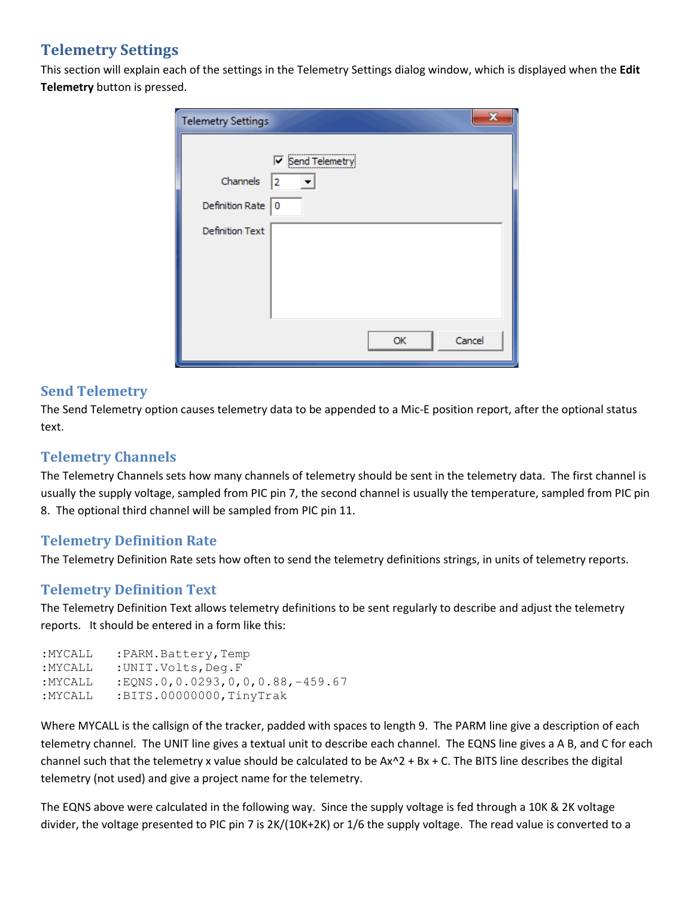## Telemetry Settings

This section will explain each of the settings in the Telemetry Settings dialog window, which is displayed when the **Edit Telemetry** button is pressed.

### Send Telemetry

The Send Telemetry option causes telemetry data to be appended to a Mic-E position report, after the optional status text.

### Telemetry Channels

The Telemetry Channels sets how many channels of telemetry should be sent in the telemetry data. The first channel is usually the supply voltage, sampled from PIC pin 7, the second channel is usually the temperature, sampled from PIC pin 8. The optional third channel will be sampled from PIC pin 11.

### Telemetry Definition Rate

The Telemetry Definition Rate sets how often to send the telemetry definitions strings, in units of telemetry reports.

### Telemetry Definition Text

The Telemetry Definition Text allows telemetry definitions to be sent regularly to describe and adjust the telemetry reports. It should be entered in a form like this:

```
:MYCALL    :PARM.Battery,Temp
:MYCALL    :UNIT.Volts,Deg.F
:MYCALL    :EQNS.0,0.0293,0,0,0.88,-459.67
:MYCALL    :BITS.00000000,TinyTrak
```

Where MYCALL is the callsign of the tracker, padded with spaces to length 9. The PARM line give a description of each telemetry channel. The UNIT line gives a textual unit to describe each channel. The EQNS line gives a A B, and C for each channel such that the telemetry x value should be calculated to be $Ax^2 + Bx + C$. The BITS line describes the digital telemetry (not used) and give a project name for the telemetry.

The EQNS above were calculated in the following way. Since the supply voltage is fed through a 10K & 2K voltage divider, the voltage presented to PIC pin 7 is 2K/(10K+2K) or 1/6 the supply voltage. The read value is converted to a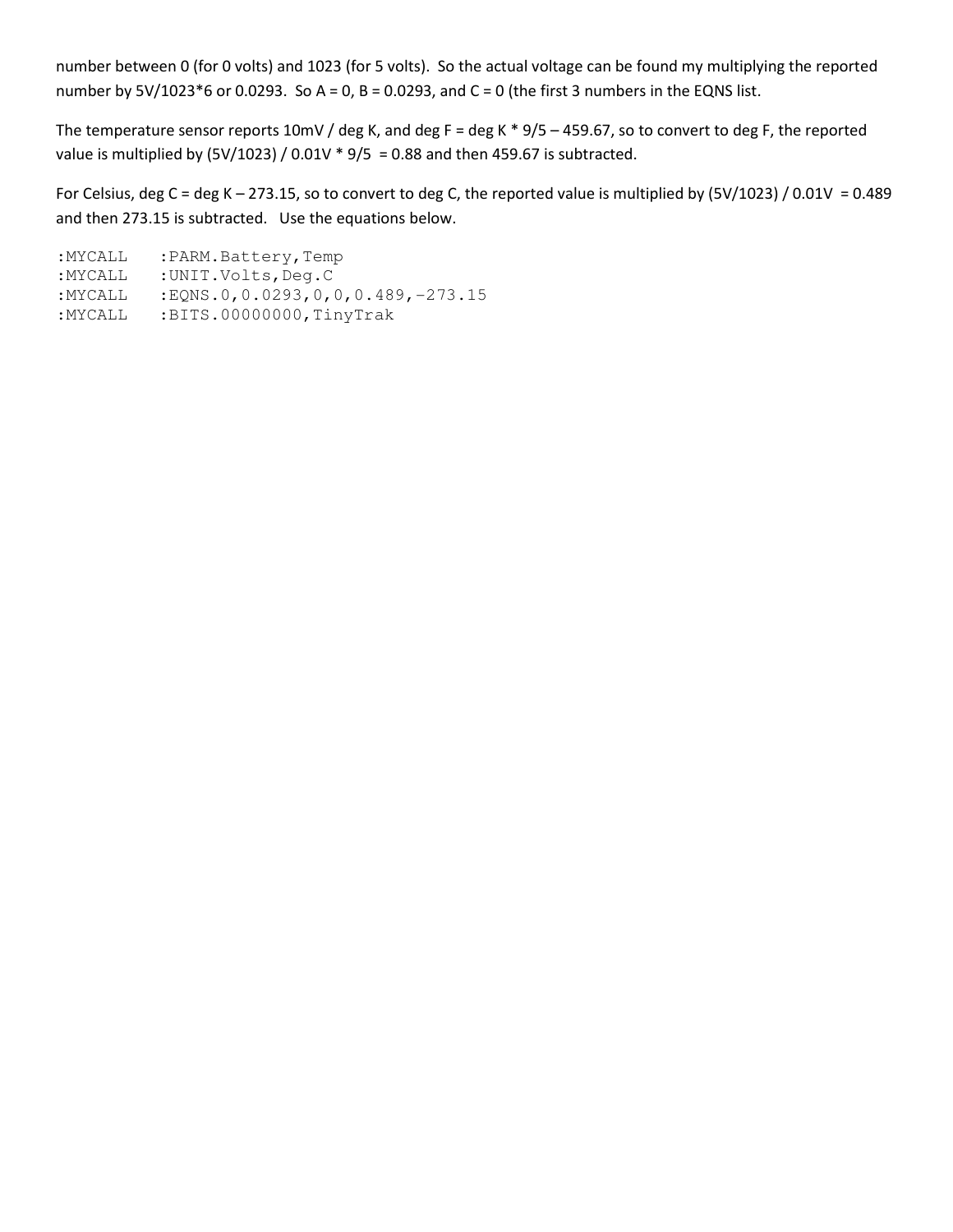number between 0 (for 0 volts) and 1023 (for 5 volts). So the actual voltage can be found my multiplying the reported number by 5V/1023*6 or 0.0293. So A = 0, B = 0.0293, and C = 0 (the first 3 numbers in the EQNS list.

The temperature sensor reports 10mV / deg K, and deg F = deg K * 9/5 – 459.67, so to convert to deg F, the reported value is multiplied by (5V/1023) / 0.01V * 9/5 = 0.88 and then 459.67 is subtracted.

For Celsius, deg C = deg K – 273.15, so to convert to deg C, the reported value is multiplied by (5V/1023) / 0.01V = 0.489 and then 273.15 is subtracted. Use the equations below.

```
:MYCALL    :PARM.Battery,Temp
:MYCALL    :UNIT.Volts,Deg.C
:MYCALL    :EQNS.0,0.0293,0,0,0.489,-273.15
:MYCALL    :BITS.00000000,TinyTrak
```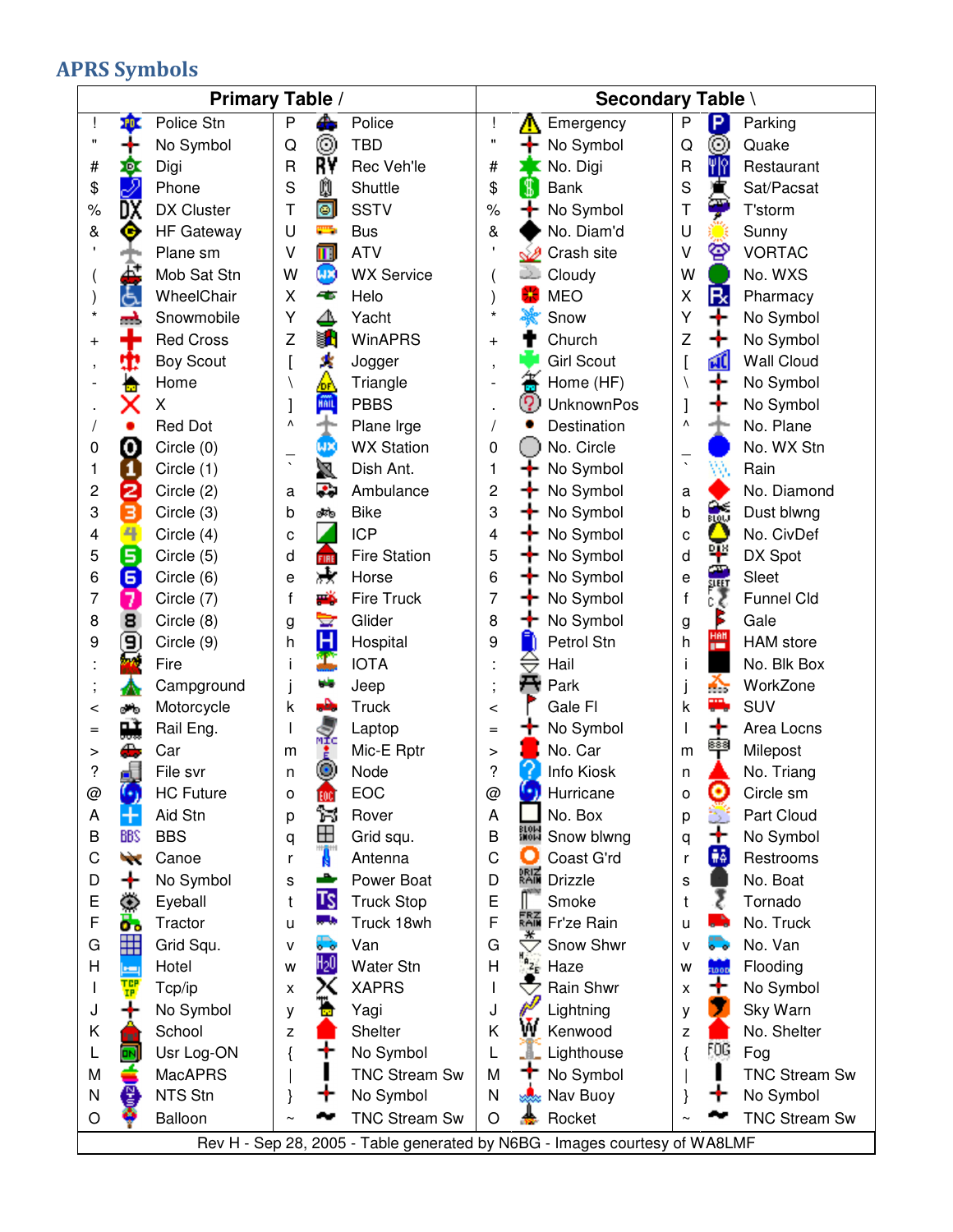## APRS Symbols

| Primary Table / | | | | Secondary Table \ | | | |
|---|---|---|---|---|---|---|---|
| ! | Police Stn | P | Police | ! | Emergency | P | Parking |
| " | No Symbol | Q | TBD | " | No Symbol | Q | Quake |
| # | Digi | R | Rec Veh'le | # | No. Digi | R | Restaurant |
| $ | Phone | S | Shuttle | $ | Bank | S | Sat/Pacsat |
| % | DX Cluster | T | SSTV | % | No Symbol | T | T'storm |
| & | HF Gateway | U | Bus | & | No. Diam'd | U | Sunny |
| ' | Plane sm | V | ATV | ' | Crash site | V | VORTAC |
| ( | Mob Sat Stn | W | WX Service | ( | Cloudy | W | No. WXS |
| ) | WheelChair | X | Helo | ) | MEO | X | Pharmacy |
| * | Snowmobile | Y | Yacht | * | Snow | Y | No Symbol |
| + | Red Cross | Z | WinAPRS | + | Church | Z | No Symbol |
| , | Boy Scout | [ | Jogger | , | Girl Scout | [ | Wall Cloud |
| - | Home | \ | Triangle | - | Home (HF) | \ | No Symbol |
| . | X | ] | PBBS | . | UnknownPos | ] | No Symbol |
| / | Red Dot | ^ | Plane lrge | / | Destination | ^ | No. Plane |
| 0 | Circle (0) | _ | WX Station | 0 | No. Circle | _ | No. WX Stn |
| 1 | Circle (1) | ` | Dish Ant. | 1 | No Symbol | ` | Rain |
| 2 | Circle (2) | a | Ambulance | 2 | No Symbol | a | No. Diamond |
| 3 | Circle (3) | b | Bike | 3 | No Symbol | b | Dust blwng |
| 4 | Circle (4) | c | ICP | 4 | No Symbol | c | No. CivDef |
| 5 | Circle (5) | d | Fire Station | 5 | No Symbol | d | DX Spot |
| 6 | Circle (6) | e | Horse | 6 | No Symbol | e | Sleet |
| 7 | Circle (7) | f | Fire Truck | 7 | No Symbol | f | Funnel Cld |
| 8 | Circle (8) | g | Glider | 8 | No Symbol | g | Gale |
| 9 | Circle (9) | h | Hospital | 9 | Petrol Stn | h | HAM store |
| : | Fire | i | IOTA | : | Hail | i | No. Blk Box |
| ; | Campground | j | Jeep | ; | Park | j | WorkZone |
| < | Motorcycle | k | Truck | < | Gale Fl | k | SUV |
| = | Rail Eng. | l | Laptop | = | No Symbol | l | Area Locns |
| > | Car | m | Mic-E Rptr | > | No. Car | m | Milepost |
| ? | File svr | n | Node | ? | Info Kiosk | n | No. Triang |
| @ | HC Future | o | EOC | @ | Hurricane | o | Circle sm |
| A | Aid Stn | p | Rover | A | No. Box | p | Part Cloud |
| B | BBS | q | Grid squ. | B | Snow blwng | q | No Symbol |
| C | Canoe | r | Antenna | C | Coast G'rd | r | Restrooms |
| D | No Symbol | s | Power Boat | D | Drizzle | s | No. Boat |
| E | Eyeball | t | Truck Stop | E | Smoke | t | Tornado |
| F | Tractor | u | Truck 18wh | F | Fr'ze Rain | u | No. Truck |
| G | Grid Squ. | v | Van | G | Snow Shwr | v | No. Van |
| H | Hotel | w | Water Stn | H | Haze | w | Flooding |
| I | Tcp/ip | x | XAPRS | I | Rain Shwr | x | No Symbol |
| J | No Symbol | y | Yagi | J | Lightning | y | Sky Warn |
| K | School | z | Shelter | K | Kenwood | z | No. Shelter |
| L | Usr Log-ON | { | No Symbol | L | Lighthouse | { | Fog |
| M | MacAPRS | \| | TNC Stream Sw | M | No Symbol | \| | TNC Stream Sw |
| N | NTS Stn | } | No Symbol | N | Nav Buoy | } | No Symbol |
| O | Balloon | ~ | TNC Stream Sw | O | Rocket | ~ | TNC Stream Sw |

Rev H - Sep 28, 2005 - Table generated by N6BG - Images courtesy of WA8LMF